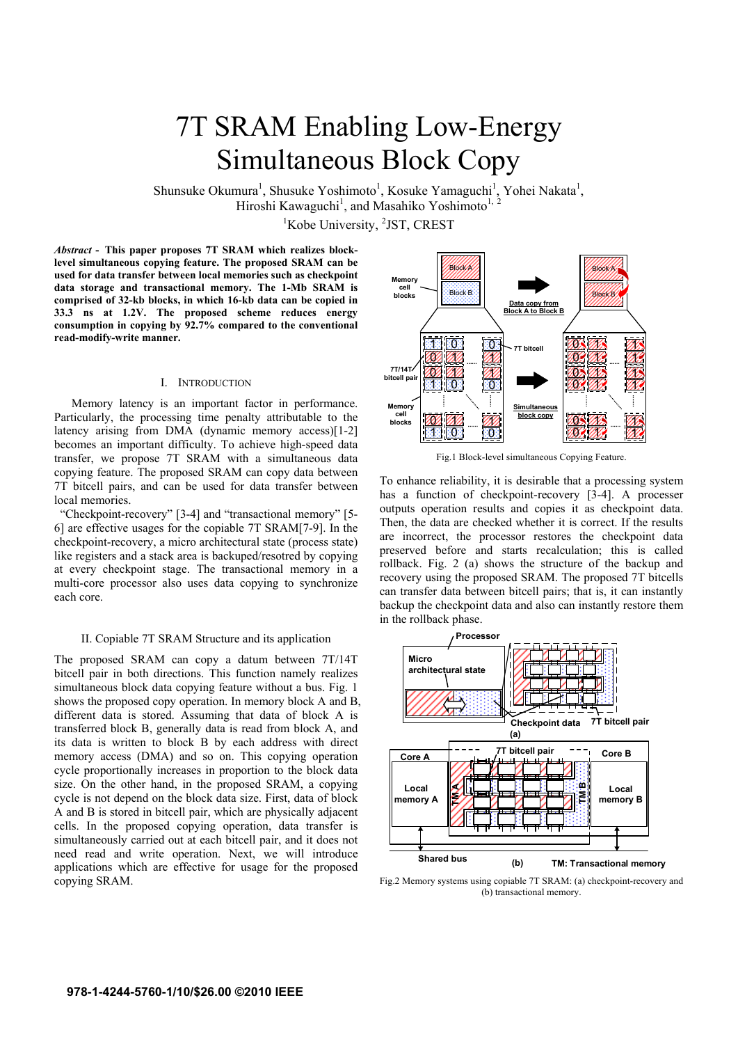# 7T SRAM Enabling Low-Energy Simultaneous Block Copy

Shunsuke Okumura[1], Shusuke Yoshimoto[1], Kosuke Yamaguchi[1], Yohei Nakata[1], Hiroshi Kawaguchi[1], and Masahiko Yoshimoto[1, 2]

[1]Kobe University, [2]JST, CREST

***Abstract* - This paper proposes 7T SRAM which realizes block-level simultaneous copying feature. The proposed SRAM can be used for data transfer between local memories such as checkpoint data storage and transactional memory. The 1-Mb SRAM is comprised of 32-kb blocks, in which 16-kb data can be copied in 33.3 ns at 1.2V. The proposed scheme reduces energy consumption in copying by 92.7% compared to the conventional read-modify-write manner.**

## I. INTRODUCTION

Memory latency is an important factor in performance. Particularly, the processing time penalty attributable to the latency arising from DMA (dynamic memory access)[1-2] becomes an important difficulty. To achieve high-speed data transfer, we propose 7T SRAM with a simultaneous data copying feature. The proposed SRAM can copy data between 7T bitcell pairs, and can be used for data transfer between local memories.

"Checkpoint-recovery" [3-4] and "transactional memory" [5-6] are effective usages for the copiable 7T SRAM[7-9]. In the checkpoint-recovery, a micro architectural state (process state) like registers and a stack area is backuped/resotred by copying at every checkpoint stage. The transactional memory in a multi-core processor also uses data copying to synchronize each core.

## II. Copiable 7T SRAM Structure and its application

The proposed SRAM can copy a datum between 7T/14T bitcell pair in both directions. This function namely realizes simultaneous block data copying feature without a bus. Fig. 1 shows the proposed copy operation. In memory block A and B, different data is stored. Assuming that data of block A is transferred block B, generally data is read from block A, and its data is written to block B by each address with direct memory access (DMA) and so on. This copying operation cycle proportionally increases in proportion to the block data size. On the other hand, in the proposed SRAM, a copying cycle is not depend on the block data size. First, data of block A and B is stored in bitcell pair, which are physically adjacent cells. In the proposed copying operation, data transfer is simultaneously carried out at each bitcell pair, and it does not need read and write operation. Next, we will introduce applications which are effective for usage for the proposed copying SRAM.

Fig.1 Block-level simultaneous Copying Feature.

To enhance reliability, it is desirable that a processing system has a function of checkpoint-recovery [3-4]. A processer outputs operation results and copies it as checkpoint data. Then, the data are checked whether it is correct. If the results are incorrect, the processor restores the checkpoint data preserved before and starts recalculation; this is called rollback. Fig. 2 (a) shows the structure of the backup and recovery using the proposed SRAM. The proposed 7T bitcells can transfer data between bitcell pairs; that is, it can instantly backup the checkpoint data and also can instantly restore them in the rollback phase.

Fig.2 Memory systems using copiable 7T SRAM: (a) checkpoint-recovery and (b) transactional memory.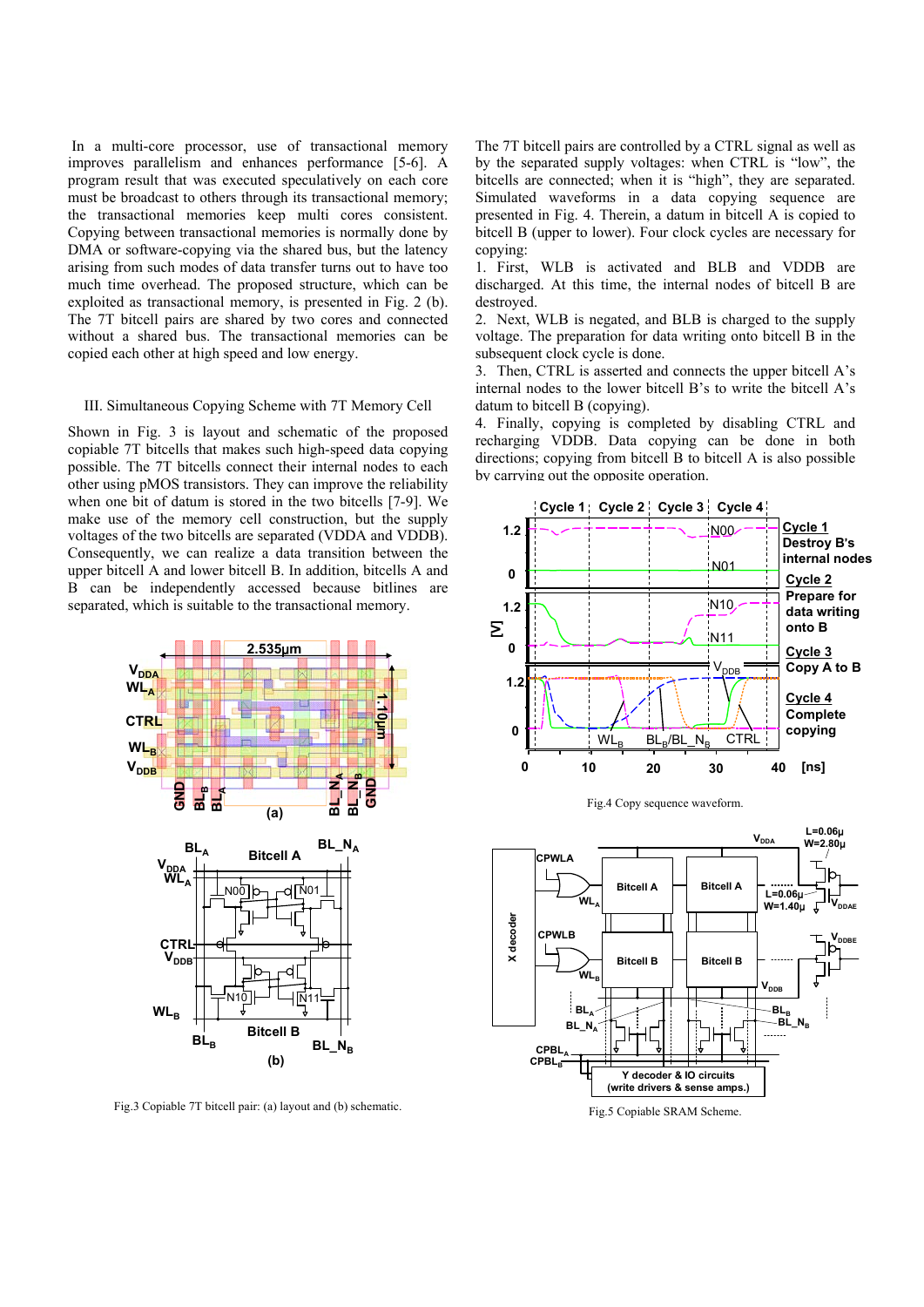In a multi-core processor, use of transactional memory improves parallelism and enhances performance [5-6]. A program result that was executed speculatively on each core must be broadcast to others through its transactional memory; the transactional memories keep multi cores consistent. Copying between transactional memories is normally done by DMA or software-copying via the shared bus, but the latency arising from such modes of data transfer turns out to have too much time overhead. The proposed structure, which can be exploited as transactional memory, is presented in Fig. 2 (b). The 7T bitcell pairs are shared by two cores and connected without a shared bus. The transactional memories can be copied each other at high speed and low energy.

## III. Simultaneous Copying Scheme with 7T Memory Cell

Shown in Fig. 3 is layout and schematic of the proposed copiable 7T bitcells that makes such high-speed data copying possible. The 7T bitcells connect their internal nodes to each other using pMOS transistors. They can improve the reliability when one bit of datum is stored in the two bitcells [7-9]. We make use of the memory cell construction, but the supply voltages of the two bitcells are separated (VDDA and VDDB). Consequently, we can realize a data transition between the upper bitcell A and lower bitcell B. In addition, bitcells A and B can be independently accessed because bitlines are separated, which is suitable to the transactional memory.

Fig.3 Copiable 7T bitcell pair: (a) layout and (b) schematic.

The 7T bitcell pairs are controlled by a CTRL signal as well as by the separated supply voltages: when CTRL is "low", the bitcells are connected; when it is "high", they are separated. Simulated waveforms in a data copying sequence are presented in Fig. 4. Therein, a datum in bitcell A is copied to bitcell B (upper to lower). Four clock cycles are necessary for copying:

1. First, WLB is activated and BLB and VDDB are discharged. At this time, the internal nodes of bitcell B are destroyed.
2. Next, WLB is negated, and BLB is charged to the supply voltage. The preparation for data writing onto bitcell B in the subsequent clock cycle is done.
3. Then, CTRL is asserted and connects the upper bitcell A's internal nodes to the lower bitcell B's to write the bitcell A's datum to bitcell B (copying).
4. Finally, copying is completed by disabling CTRL and recharging VDDB. Data copying can be done in both directions; copying from bitcell B to bitcell A is also possible by carrying out the opposite operation.

Fig.4 Copy sequence waveform.

Fig.5 Copiable SRAM Scheme.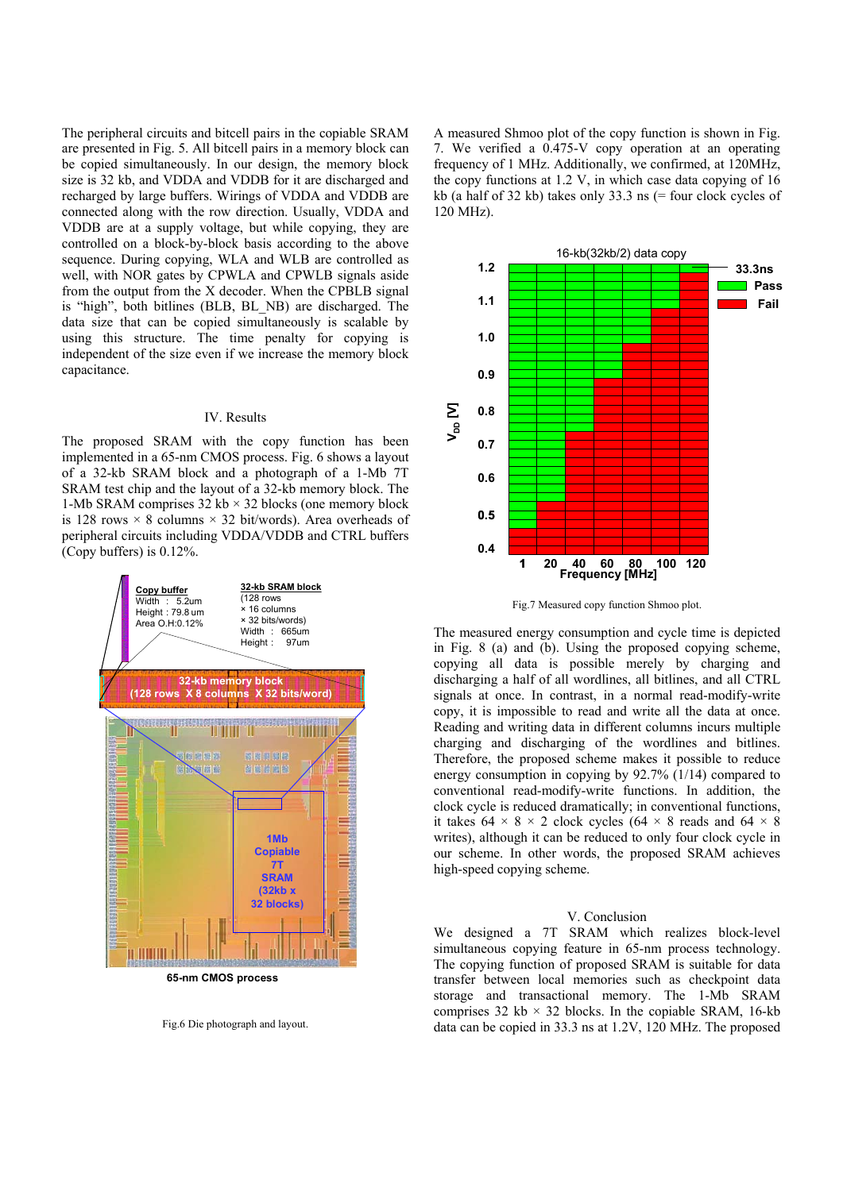The peripheral circuits and bitcell pairs in the copiable SRAM are presented in Fig. 5. All bitcell pairs in a memory block can be copied simultaneously. In our design, the memory block size is 32 kb, and VDDA and VDDB for it are discharged and recharged by large buffers. Wirings of VDDA and VDDB are connected along with the row direction. Usually, VDDA and VDDB are at a supply voltage, but while copying, they are controlled on a block-by-block basis according to the above sequence. During copying, WLA and WLB are controlled as well, with NOR gates by CPWLA and CPWLB signals aside from the output from the X decoder. When the CPBLB signal is "high", both bitlines (BLB, BL_NB) are discharged. The data size that can be copied simultaneously is scalable by using this structure. The time penalty for copying is independent of the size even if we increase the memory block capacitance.

## IV. Results

The proposed SRAM with the copy function has been implemented in a 65-nm CMOS process. Fig. 6 shows a layout of a 32-kb SRAM block and a photograph of a 1-Mb 7T SRAM test chip and the layout of a 32-kb memory block. The 1-Mb SRAM comprises 32 kb × 32 blocks (one memory block is 128 rows × 8 columns × 32 bit/words). Area overheads of peripheral circuits including VDDA/VDDB and CTRL buffers (Copy buffers) is 0.12%.

Fig.6 Die photograph and layout.

A measured Shmoo plot of the copy function is shown in Fig. 7. We verified a 0.475-V copy operation at an operating frequency of 1 MHz. Additionally, we confirmed, at 120MHz, the copy functions at 1.2 V, in which case data copying of 16 kb (a half of 32 kb) takes only 33.3 ns (= four clock cycles of 120 MHz).

Fig.7 Measured copy function Shmoo plot.

The measured energy consumption and cycle time is depicted in Fig. 8 (a) and (b). Using the proposed copying scheme, copying all data is possible merely by charging and discharging a half of all wordlines, all bitlines, and all CTRL signals at once. In contrast, in a normal read-modify-write copy, it is impossible to read and write all the data at once. Reading and writing data in different columns incurs multiple charging and discharging of the wordlines and bitlines. Therefore, the proposed scheme makes it possible to reduce energy consumption in copying by 92.7% (1/14) compared to conventional read-modify-write functions. In addition, the clock cycle is reduced dramatically; in conventional functions, it takes 64 × 8 × 2 clock cycles (64 × 8 reads and 64 × 8 writes), although it can be reduced to only four clock cycle in our scheme. In other words, the proposed SRAM achieves high-speed copying scheme.

## V. Conclusion

We designed a 7T SRAM which realizes block-level simultaneous copying feature in 65-nm process technology. The copying function of proposed SRAM is suitable for data transfer between local memories such as checkpoint data storage and transactional memory. The 1-Mb SRAM comprises 32 kb × 32 blocks. In the copiable SRAM, 16-kb data can be copied in 33.3 ns at 1.2V, 120 MHz. The proposed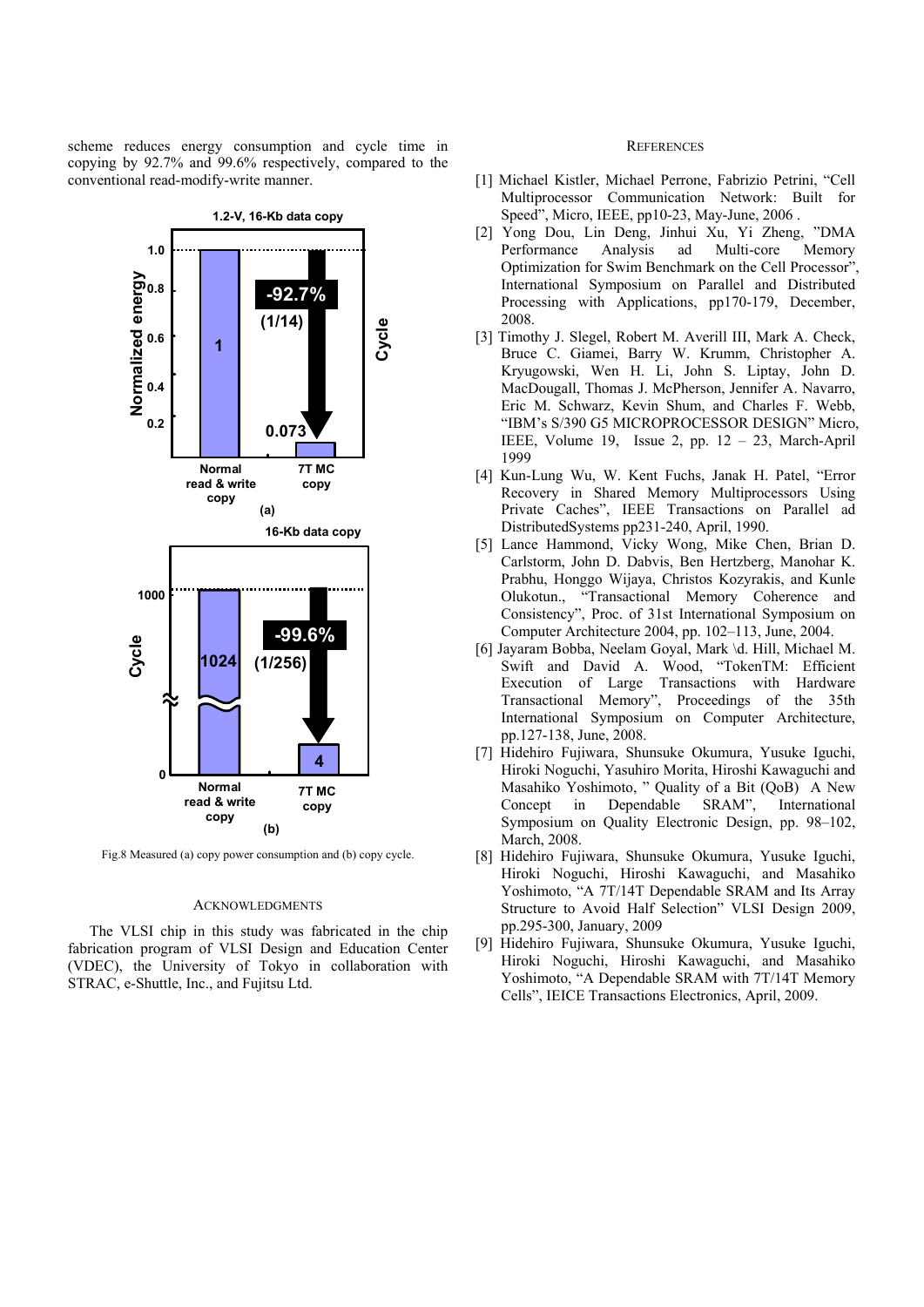scheme reduces energy consumption and cycle time in copying by 92.7% and 99.6% respectively, compared to the conventional read-modify-write manner.

1.2-V, 16-Kb data copy

Normalized energy

1.0
0.8
0.6
0.4
0.2

1

-92.7%
(1/14)

0.073

Cycle

Normal read & write copy

7T MC copy

(a)

16-Kb data copy

Cycle

1000

0

1024

-99.6%
(1/256)

4

Normal read & write copy

7T MC copy

(b)

Fig.8 Measured (a) copy power consumption and (b) copy cycle.

## ACKNOWLEDGMENTS

The VLSI chip in this study was fabricated in the chip fabrication program of VLSI Design and Education Center (VDEC), the University of Tokyo in collaboration with STRAC, e-Shuttle, Inc., and Fujitsu Ltd.

## REFERENCES

[1] Michael Kistler, Michael Perrone, Fabrizio Petrini, "Cell Multiprocessor Communication Network: Built for Speed", Micro, IEEE, pp10-23, May-June, 2006 .

[2] Yong Dou, Lin Deng, Jinhui Xu, Yi Zheng, "DMA Performance Analysis ad Multi-core Memory Optimization for Swim Benchmark on the Cell Processor", International Symposium on Parallel and Distributed Processing with Applications, pp170-179, December, 2008.

[3] Timothy J. Slegel, Robert M. Averill III, Mark A. Check, Bruce C. Giamei, Barry W. Krumm, Christopher A. Kryugowski, Wen H. Li, John S. Liptay, John D. MacDougall, Thomas J. McPherson, Jennifer A. Navarro, Eric M. Schwarz, Kevin Shum, and Charles F. Webb, "IBM's S/390 G5 MICROPROCESSOR DESIGN" Micro, IEEE, Volume 19, Issue 2, pp. 12 – 23, March-April 1999

[4] Kun-Lung Wu, W. Kent Fuchs, Janak H. Patel, "Error Recovery in Shared Memory Multiprocessors Using Private Caches", IEEE Transactions on Parallel ad DistributedSystems pp231-240, April, 1990.

[5] Lance Hammond, Vicky Wong, Mike Chen, Brian D. Carlstorm, John D. Dabvis, Ben Hertzberg, Manohar K. Prabhu, Honggo Wijaya, Christos Kozyrakis, and Kunle Olukotun., "Transactional Memory Coherence and Consistency", Proc. of 31st International Symposium on Computer Architecture 2004, pp. 102–113, June, 2004.

[6] Jayaram Bobba, Neelam Goyal, Mark \d. Hill, Michael M. Swift and David A. Wood, "TokenTM: Efficient Execution of Large Transactions with Hardware Transactional Memory", Proceedings of the 35th International Symposium on Computer Architecture, pp.127-138, June, 2008.

[7] Hidehiro Fujiwara, Shunsuke Okumura, Yusuke Iguchi, Hiroki Noguchi, Yasuhiro Morita, Hiroshi Kawaguchi and Masahiko Yoshimoto, " Quality of a Bit (QoB) A New Concept in Dependable SRAM", International Symposium on Quality Electronic Design, pp. 98–102, March, 2008.

[8] Hidehiro Fujiwara, Shunsuke Okumura, Yusuke Iguchi, Hiroki Noguchi, Hiroshi Kawaguchi, and Masahiko Yoshimoto, "A 7T/14T Dependable SRAM and Its Array Structure to Avoid Half Selection" VLSI Design 2009, pp.295-300, January, 2009

[9] Hidehiro Fujiwara, Shunsuke Okumura, Yusuke Iguchi, Hiroki Noguchi, Hiroshi Kawaguchi, and Masahiko Yoshimoto, "A Dependable SRAM with 7T/14T Memory Cells", IEICE Transactions Electronics, April, 2009.